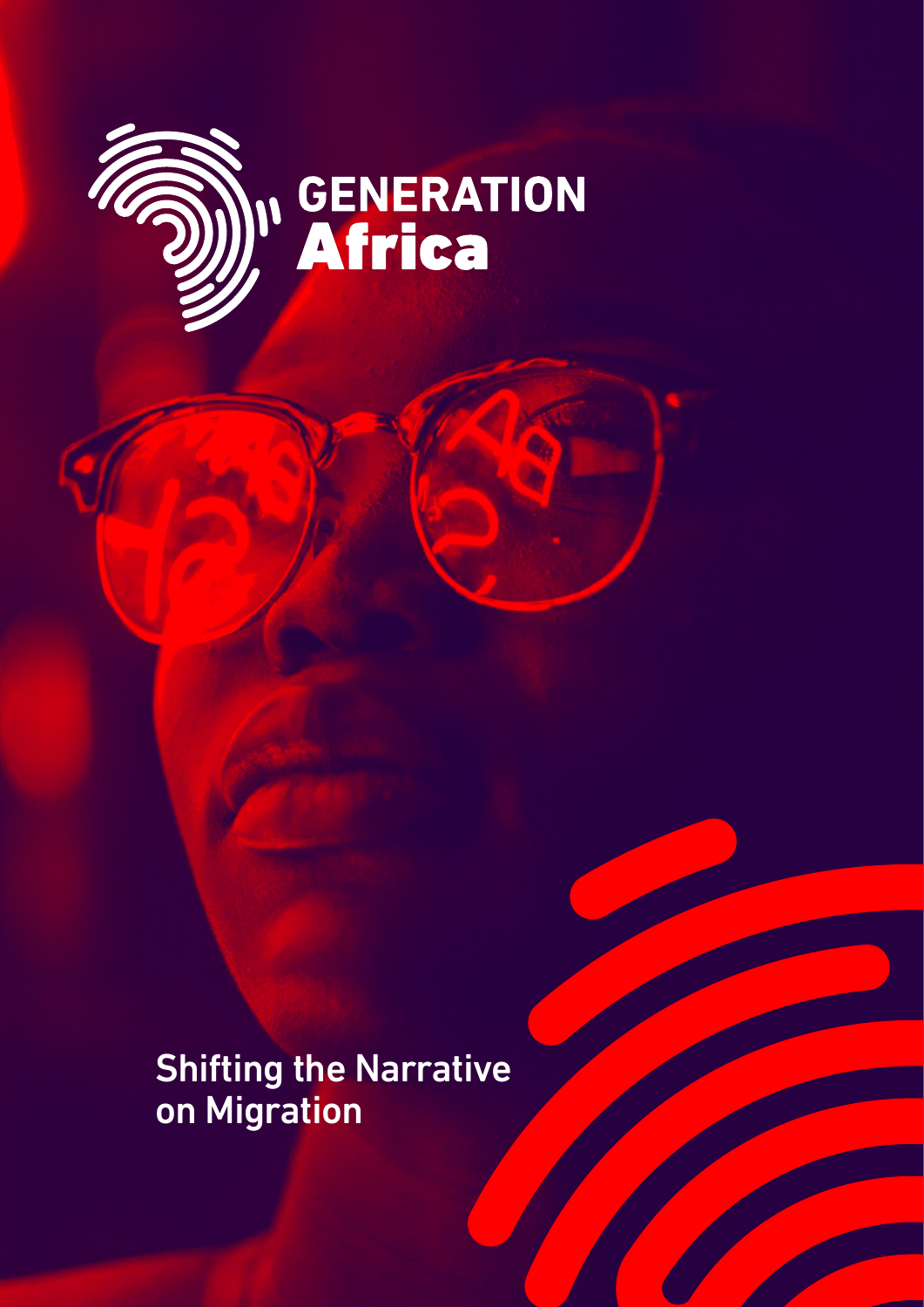# GENERATION Africa

## Shifting the Narrative on Migration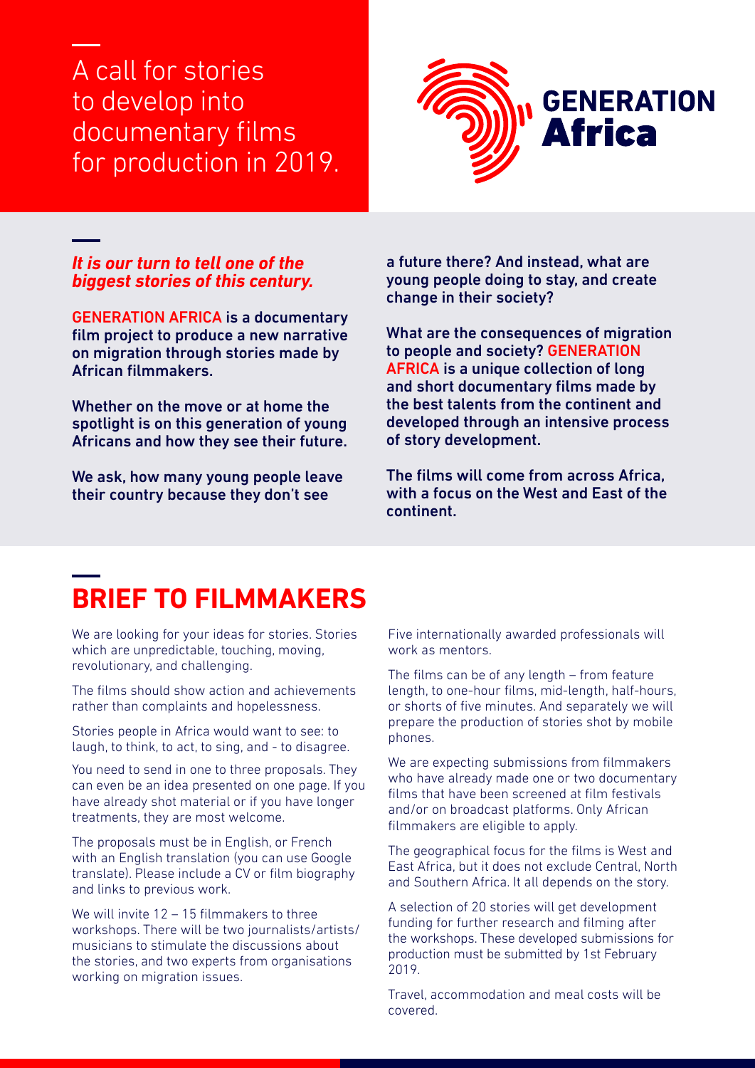# A call for stories to develop into documentary films for production in 2019.

**GENERATION Africa**

***It is our turn to tell one of the biggest stories of this century.***

**GENERATION AFRICA is a documentary film project to produce a new narrative on migration through stories made by African filmmakers.**

**Whether on the move or at home the spotlight is on this generation of young Africans and how they see their future.**

**We ask, how many young people leave their country because they don't see a future there? And instead, what are young people doing to stay, and create change in their society?**

**What are the consequences of migration to people and society? GENERATION AFRICA is a unique collection of long and short documentary films made by the best talents from the continent and developed through an intensive process of story development.**

**The films will come from across Africa, with a focus on the West and East of the continent.**

## BRIEF TO FILMMAKERS

We are looking for your ideas for stories. Stories which are unpredictable, touching, moving, revolutionary, and challenging.

The films should show action and achievements rather than complaints and hopelessness.

Stories people in Africa would want to see: to laugh, to think, to act, to sing, and - to disagree.

You need to send in one to three proposals. They can even be an idea presented on one page. If you have already shot material or if you have longer treatments, they are most welcome.

The proposals must be in English, or French with an English translation (you can use Google translate). Please include a CV or film biography and links to previous work.

We will invite 12 – 15 filmmakers to three workshops. There will be two journalists/artists/musicians to stimulate the discussions about the stories, and two experts from organisations working on migration issues.

Five internationally awarded professionals will work as mentors.

The films can be of any length – from feature length, to one-hour films, mid-length, half-hours, or shorts of five minutes. And separately we will prepare the production of stories shot by mobile phones.

We are expecting submissions from filmmakers who have already made one or two documentary films that have been screened at film festivals and/or on broadcast platforms. Only African filmmakers are eligible to apply.

The geographical focus for the films is West and East Africa, but it does not exclude Central, North and Southern Africa. It all depends on the story.

A selection of 20 stories will get development funding for further research and filming after the workshops. These developed submissions for production must be submitted by 1st February 2019.

Travel, accommodation and meal costs will be covered.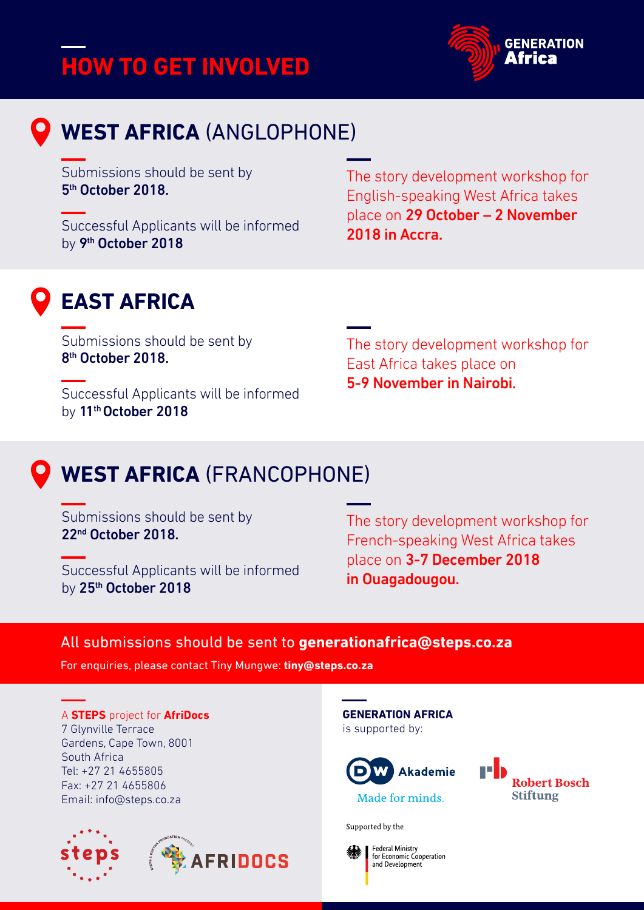# HOW TO GET INVOLVED

GENERATION Africa

## WEST AFRICA (ANGLOPHONE)

Submissions should be sent by **5th October 2018.**

Successful Applicants will be informed by **9th October 2018**

The story development workshop for English-speaking West Africa takes place on **29 October – 2 November 2018 in Accra.**

## EAST AFRICA

Submissions should be sent by **8th October 2018.**

Successful Applicants will be informed by **11th October 2018**

The story development workshop for East Africa takes place on **5-9 November in Nairobi.**

## WEST AFRICA (FRANCOPHONE)

Submissions should be sent by **22nd October 2018.**

Successful Applicants will be informed by **25th October 2018**

The story development workshop for French-speaking West Africa takes place on **3-7 December 2018 in Ouagadougou.**

All submissions should be sent to **generationafrica@steps.co.za**

For enquiries, please contact Tiny Mungwe: **tiny@steps.co.za**

A **STEPS** project for **AfriDocs**
7 Glynville Terrace
Gardens, Cape Town, 8001
South Africa
Tel: +27 21 4655805
Fax: +27 21 4655806
Email: info@steps.co.za

steps

AFRIDOCS

**GENERATION AFRICA**
is supported by:

DW Akademie
Made for minds.

Robert Bosch Stiftung

Supported by the

Federal Ministry for Economic Cooperation and Development